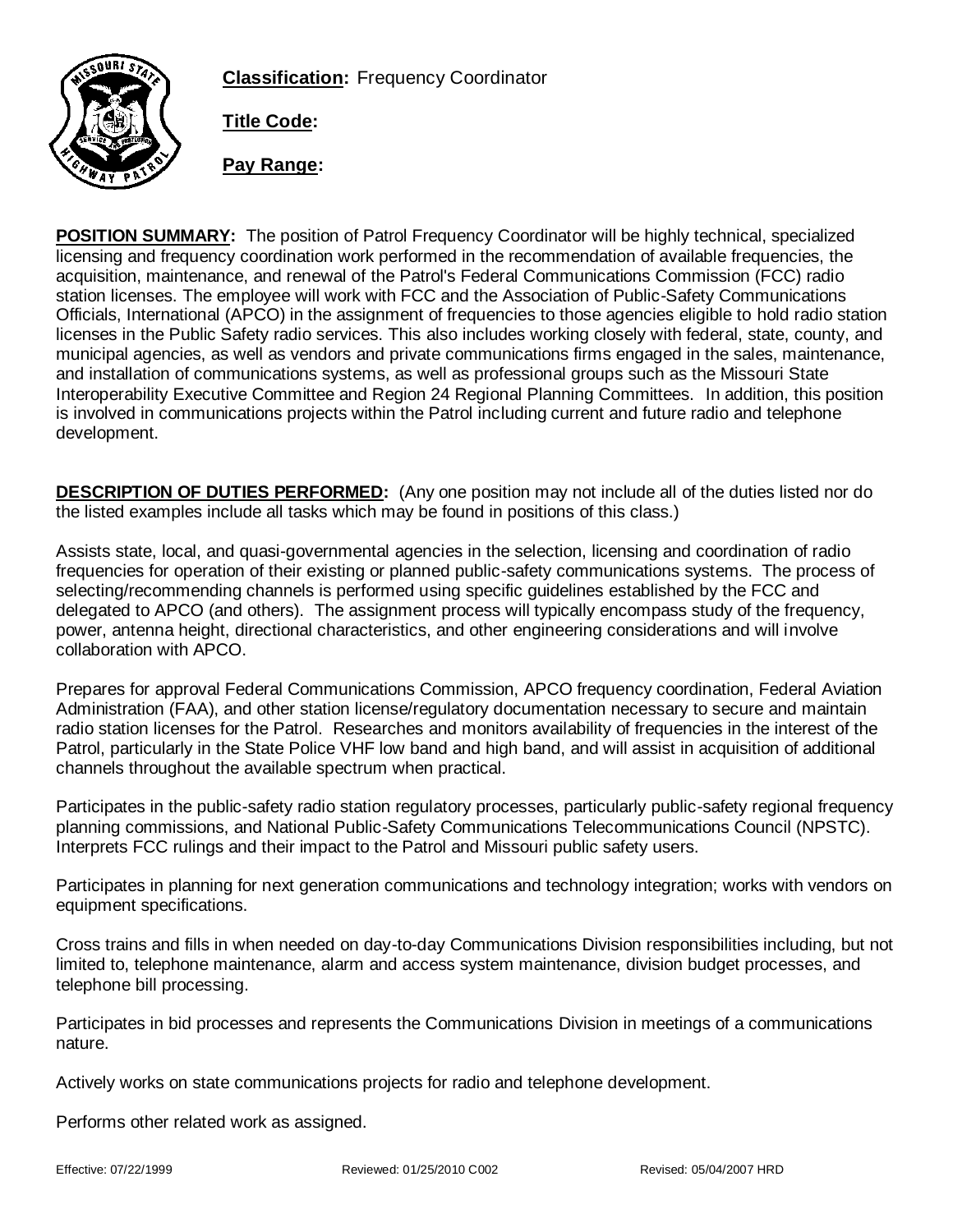**Classification:** Frequency Coordinator

**Title Code:**

**Pay Range:**

**POSITION SUMMARY:** The position of Patrol Frequency Coordinator will be highly technical, specialized licensing and frequency coordination work performed in the recommendation of available frequencies, the acquisition, maintenance, and renewal of the Patrol's Federal Communications Commission (FCC) radio station licenses. The employee will work with FCC and the Association of Public-Safety Communications Officials, International (APCO) in the assignment of frequencies to those agencies eligible to hold radio station licenses in the Public Safety radio services. This also includes working closely with federal, state, county, and municipal agencies, as well as vendors and private communications firms engaged in the sales, maintenance, and installation of communications systems, as well as professional groups such as the Missouri State Interoperability Executive Committee and Region 24 Regional Planning Committees. In addition, this position is involved in communications projects within the Patrol including current and future radio and telephone development.

**DESCRIPTION OF DUTIES PERFORMED:** (Any one position may not include all of the duties listed nor do the listed examples include all tasks which may be found in positions of this class.)

Assists state, local, and quasi-governmental agencies in the selection, licensing and coordination of radio frequencies for operation of their existing or planned public-safety communications systems. The process of selecting/recommending channels is performed using specific guidelines established by the FCC and delegated to APCO (and others). The assignment process will typically encompass study of the frequency, power, antenna height, directional characteristics, and other engineering considerations and will involve collaboration with APCO.

Prepares for approval Federal Communications Commission, APCO frequency coordination, Federal Aviation Administration (FAA), and other station license/regulatory documentation necessary to secure and maintain radio station licenses for the Patrol. Researches and monitors availability of frequencies in the interest of the Patrol, particularly in the State Police VHF low band and high band, and will assist in acquisition of additional channels throughout the available spectrum when practical.

Participates in the public-safety radio station regulatory processes, particularly public-safety regional frequency planning commissions, and National Public-Safety Communications Telecommunications Council (NPSTC). Interprets FCC rulings and their impact to the Patrol and Missouri public safety users.

Participates in planning for next generation communications and technology integration; works with vendors on equipment specifications.

Cross trains and fills in when needed on day-to-day Communications Division responsibilities including, but not limited to, telephone maintenance, alarm and access system maintenance, division budget processes, and telephone bill processing.

Participates in bid processes and represents the Communications Division in meetings of a communications nature.

Actively works on state communications projects for radio and telephone development.

Performs other related work as assigned.

Effective: 07/22/1999 Reviewed: 01/25/2010 C002 Revised: 05/04/2007 HRD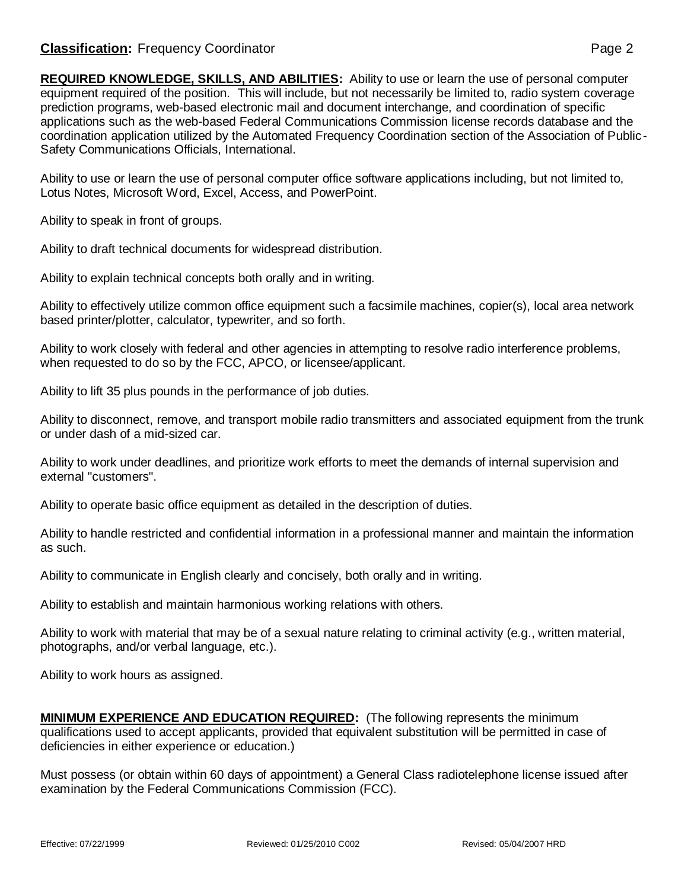**REQUIRED KNOWLEDGE, SKILLS, AND ABILITIES:** Ability to use or learn the use of personal computer equipment required of the position. This will include, but not necessarily be limited to, radio system coverage prediction programs, web-based electronic mail and document interchange, and coordination of specific applications such as the web-based Federal Communications Commission license records database and the coordination application utilized by the Automated Frequency Coordination section of the Association of Public-Safety Communications Officials, International.

Ability to use or learn the use of personal computer office software applications including, but not limited to, Lotus Notes, Microsoft Word, Excel, Access, and PowerPoint.

Ability to speak in front of groups.

Ability to draft technical documents for widespread distribution.

Ability to explain technical concepts both orally and in writing.

Ability to effectively utilize common office equipment such a facsimile machines, copier(s), local area network based printer/plotter, calculator, typewriter, and so forth.

Ability to work closely with federal and other agencies in attempting to resolve radio interference problems, when requested to do so by the FCC, APCO, or licensee/applicant.

Ability to lift 35 plus pounds in the performance of job duties.

Ability to disconnect, remove, and transport mobile radio transmitters and associated equipment from the trunk or under dash of a mid-sized car.

Ability to work under deadlines, and prioritize work efforts to meet the demands of internal supervision and external "customers".

Ability to operate basic office equipment as detailed in the description of duties.

Ability to handle restricted and confidential information in a professional manner and maintain the information as such.

Ability to communicate in English clearly and concisely, both orally and in writing.

Ability to establish and maintain harmonious working relations with others.

Ability to work with material that may be of a sexual nature relating to criminal activity (e.g., written material, photographs, and/or verbal language, etc.).

Ability to work hours as assigned.

**MINIMUM EXPERIENCE AND EDUCATION REQUIRED:** (The following represents the minimum qualifications used to accept applicants, provided that equivalent substitution will be permitted in case of deficiencies in either experience or education.)

Must possess (or obtain within 60 days of appointment) a General Class radiotelephone license issued after examination by the Federal Communications Commission (FCC).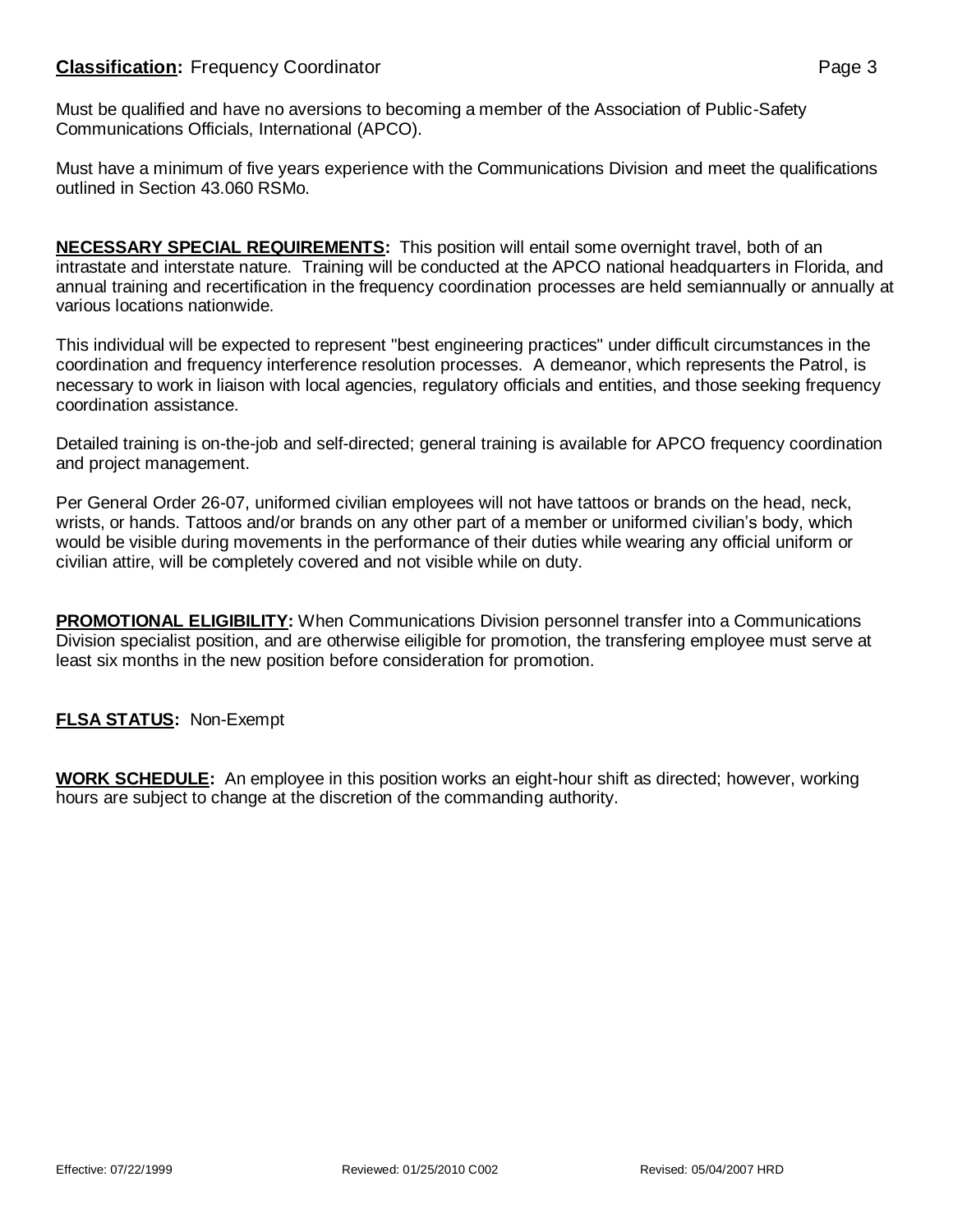Must be qualified and have no aversions to becoming a member of the Association of Public-Safety Communications Officials, International (APCO).

Must have a minimum of five years experience with the Communications Division and meet the qualifications outlined in Section 43.060 RSMo.

**NECESSARY SPECIAL REQUIREMENTS:** This position will entail some overnight travel, both of an intrastate and interstate nature. Training will be conducted at the APCO national headquarters in Florida, and annual training and recertification in the frequency coordination processes are held semiannually or annually at various locations nationwide.

This individual will be expected to represent "best engineering practices" under difficult circumstances in the coordination and frequency interference resolution processes. A demeanor, which represents the Patrol, is necessary to work in liaison with local agencies, regulatory officials and entities, and those seeking frequency coordination assistance.

Detailed training is on-the-job and self-directed; general training is available for APCO frequency coordination and project management.

Per General Order 26-07, uniformed civilian employees will not have tattoos or brands on the head, neck, wrists, or hands. Tattoos and/or brands on any other part of a member or uniformed civilian's body, which would be visible during movements in the performance of their duties while wearing any official uniform or civilian attire, will be completely covered and not visible while on duty.

**PROMOTIONAL ELIGIBILITY:** When Communications Division personnel transfer into a Communications Division specialist position, and are otherwise eiligible for promotion, the transfering employee must serve at least six months in the new position before consideration for promotion.

**FLSA STATUS:** Non-Exempt

**WORK SCHEDULE:** An employee in this position works an eight-hour shift as directed; however, working hours are subject to change at the discretion of the commanding authority.

Effective: 07/22/1999 Reviewed: 01/25/2010 C002 Revised: 05/04/2007 HRD